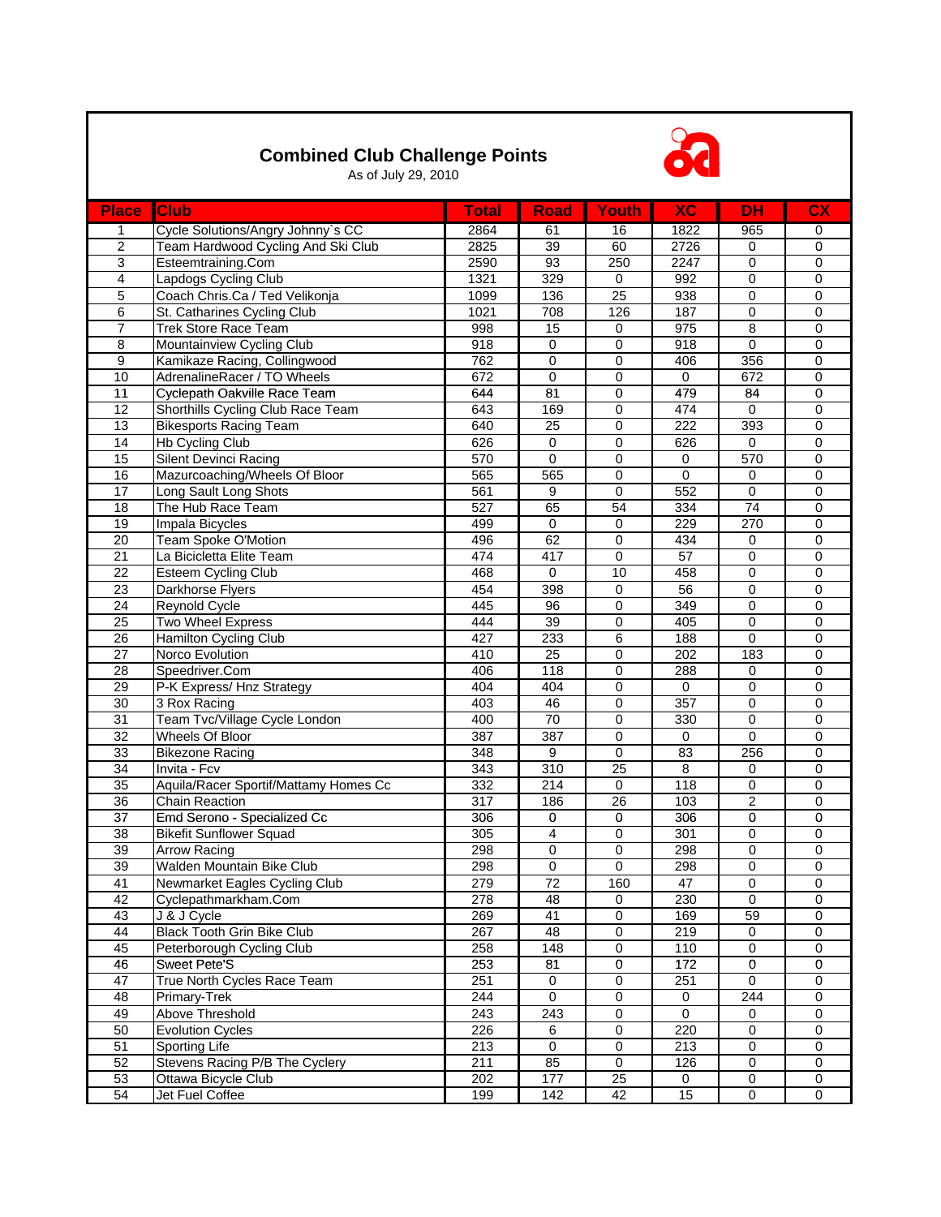# Combined Club Challenge Points

As of July 29, 2010

| Place | Club | Total | Road | Youth | XC | DH | CX |
|---|---|---|---|---|---|---|---|
| 1 | Cycle Solutions/Angry Johnny`s CC | 2864 | 61 | 16 | 1822 | 965 | 0 |
| 2 | Team Hardwood Cycling And Ski Club | 2825 | 39 | 60 | 2726 | 0 | 0 |
| 3 | Esteemtraining.Com | 2590 | 93 | 250 | 2247 | 0 | 0 |
| 4 | Lapdogs Cycling Club | 1321 | 329 | 0 | 992 | 0 | 0 |
| 5 | Coach Chris.Ca / Ted Velikonja | 1099 | 136 | 25 | 938 | 0 | 0 |
| 6 | St. Catharines Cycling Club | 1021 | 708 | 126 | 187 | 0 | 0 |
| 7 | Trek Store Race Team | 998 | 15 | 0 | 975 | 8 | 0 |
| 8 | Mountainview Cycling Club | 918 | 0 | 0 | 918 | 0 | 0 |
| 9 | Kamikaze Racing, Collingwood | 762 | 0 | 0 | 406 | 356 | 0 |
| 10 | AdrenalineRacer / TO Wheels | 672 | 0 | 0 | 0 | 672 | 0 |
| 11 | Cyclepath Oakville Race Team | 644 | 81 | 0 | 479 | 84 | 0 |
| 12 | Shorthills Cycling Club Race Team | 643 | 169 | 0 | 474 | 0 | 0 |
| 13 | Bikesports Racing Team | 640 | 25 | 0 | 222 | 393 | 0 |
| 14 | Hb Cycling Club | 626 | 0 | 0 | 626 | 0 | 0 |
| 15 | Silent Devinci Racing | 570 | 0 | 0 | 0 | 570 | 0 |
| 16 | Mazurcoaching/Wheels Of Bloor | 565 | 565 | 0 | 0 | 0 | 0 |
| 17 | Long Sault Long Shots | 561 | 9 | 0 | 552 | 0 | 0 |
| 18 | The Hub Race Team | 527 | 65 | 54 | 334 | 74 | 0 |
| 19 | Impala Bicycles | 499 | 0 | 0 | 229 | 270 | 0 |
| 20 | Team Spoke O'Motion | 496 | 62 | 0 | 434 | 0 | 0 |
| 21 | La Bicicletta Elite Team | 474 | 417 | 0 | 57 | 0 | 0 |
| 22 | Esteem Cycling Club | 468 | 0 | 10 | 458 | 0 | 0 |
| 23 | Darkhorse Flyers | 454 | 398 | 0 | 56 | 0 | 0 |
| 24 | Reynold Cycle | 445 | 96 | 0 | 349 | 0 | 0 |
| 25 | Two Wheel Express | 444 | 39 | 0 | 405 | 0 | 0 |
| 26 | Hamilton Cycling Club | 427 | 233 | 6 | 188 | 0 | 0 |
| 27 | Norco Evolution | 410 | 25 | 0 | 202 | 183 | 0 |
| 28 | Speedriver.Com | 406 | 118 | 0 | 288 | 0 | 0 |
| 29 | P-K Express/ Hnz Strategy | 404 | 404 | 0 | 0 | 0 | 0 |
| 30 | 3 Rox Racing | 403 | 46 | 0 | 357 | 0 | 0 |
| 31 | Team Tvc/Village Cycle London | 400 | 70 | 0 | 330 | 0 | 0 |
| 32 | Wheels Of Bloor | 387 | 387 | 0 | 0 | 0 | 0 |
| 33 | Bikezone Racing | 348 | 9 | 0 | 83 | 256 | 0 |
| 34 | Invita - Fcv | 343 | 310 | 25 | 8 | 0 | 0 |
| 35 | Aquila/Racer Sportif/Mattamy Homes Cc | 332 | 214 | 0 | 118 | 0 | 0 |
| 36 | Chain Reaction | 317 | 186 | 26 | 103 | 2 | 0 |
| 37 | Emd Serono - Specialized Cc | 306 | 0 | 0 | 306 | 0 | 0 |
| 38 | Bikefit Sunflower Squad | 305 | 4 | 0 | 301 | 0 | 0 |
| 39 | Arrow Racing | 298 | 0 | 0 | 298 | 0 | 0 |
| 39 | Walden Mountain Bike Club | 298 | 0 | 0 | 298 | 0 | 0 |
| 41 | Newmarket Eagles Cycling Club | 279 | 72 | 160 | 47 | 0 | 0 |
| 42 | Cyclepathmarkham.Com | 278 | 48 | 0 | 230 | 0 | 0 |
| 43 | J & J Cycle | 269 | 41 | 0 | 169 | 59 | 0 |
| 44 | Black Tooth Grin Bike Club | 267 | 48 | 0 | 219 | 0 | 0 |
| 45 | Peterborough Cycling Club | 258 | 148 | 0 | 110 | 0 | 0 |
| 46 | Sweet Pete'S | 253 | 81 | 0 | 172 | 0 | 0 |
| 47 | True North Cycles Race Team | 251 | 0 | 0 | 251 | 0 | 0 |
| 48 | Primary-Trek | 244 | 0 | 0 | 0 | 244 | 0 |
| 49 | Above Threshold | 243 | 243 | 0 | 0 | 0 | 0 |
| 50 | Evolution Cycles | 226 | 6 | 0 | 220 | 0 | 0 |
| 51 | Sporting Life | 213 | 0 | 0 | 213 | 0 | 0 |
| 52 | Stevens Racing P/B The Cyclery | 211 | 85 | 0 | 126 | 0 | 0 |
| 53 | Ottawa Bicycle Club | 202 | 177 | 25 | 0 | 0 | 0 |
| 54 | Jet Fuel Coffee | 199 | 142 | 42 | 15 | 0 | 0 |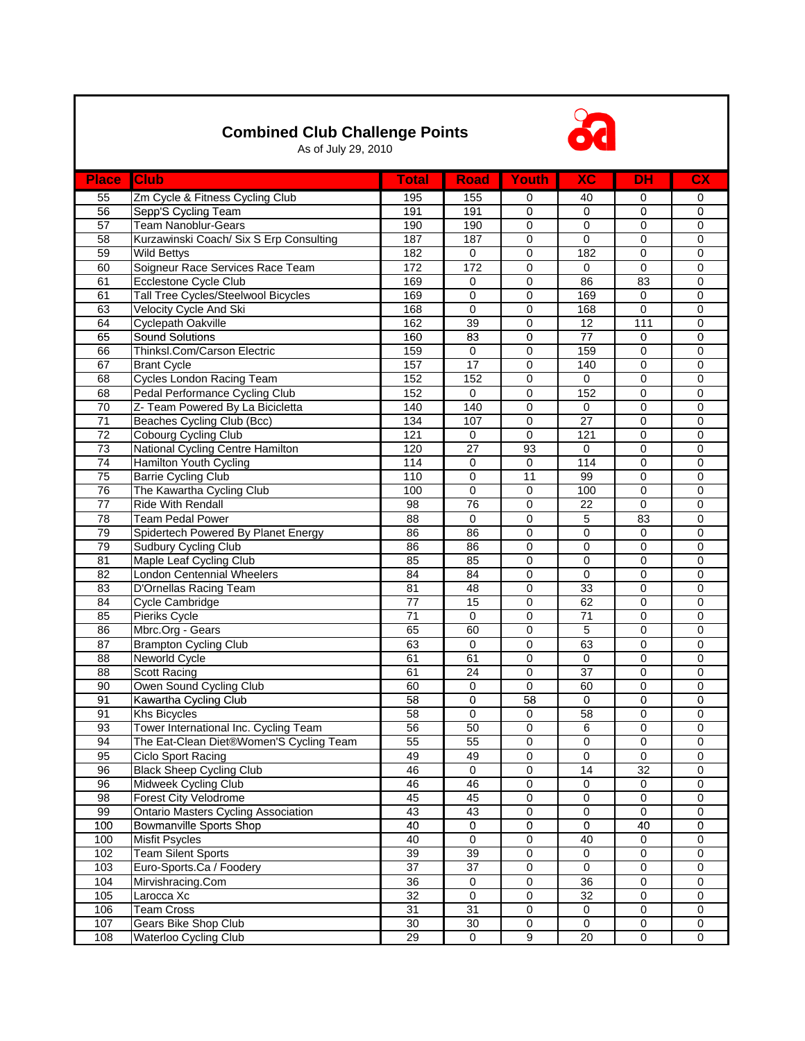## Combined Club Challenge Points

As of July 29, 2010

| Place | Club | Total | Road | Youth | XC | DH | CX |
|---|---|---|---|---|---|---|---|
| 55 | Zm Cycle & Fitness Cycling Club | 195 | 155 | 0 | 40 | 0 | 0 |
| 56 | Sepp'S Cycling Team | 191 | 191 | 0 | 0 | 0 | 0 |
| 57 | Team Nanoblur-Gears | 190 | 190 | 0 | 0 | 0 | 0 |
| 58 | Kurzawinski Coach/ Six S Erp Consulting | 187 | 187 | 0 | 0 | 0 | 0 |
| 59 | Wild Bettys | 182 | 0 | 0 | 182 | 0 | 0 |
| 60 | Soigneur Race Services Race Team | 172 | 172 | 0 | 0 | 0 | 0 |
| 61 | Ecclestone Cycle Club | 169 | 0 | 0 | 86 | 83 | 0 |
| 61 | Tall Tree Cycles/Steelwool Bicycles | 169 | 0 | 0 | 169 | 0 | 0 |
| 63 | Velocity Cycle And Ski | 168 | 0 | 0 | 168 | 0 | 0 |
| 64 | Cyclepath Oakville | 162 | 39 | 0 | 12 | 111 | 0 |
| 65 | Sound Solutions | 160 | 83 | 0 | 77 | 0 | 0 |
| 66 | Thinksl.Com/Carson Electric | 159 | 0 | 0 | 159 | 0 | 0 |
| 67 | Brant Cycle | 157 | 17 | 0 | 140 | 0 | 0 |
| 68 | Cycles London Racing Team | 152 | 152 | 0 | 0 | 0 | 0 |
| 68 | Pedal Performance Cycling Club | 152 | 0 | 0 | 152 | 0 | 0 |
| 70 | Z- Team Powered By La Bicicletta | 140 | 140 | 0 | 0 | 0 | 0 |
| 71 | Beaches Cycling Club (Bcc) | 134 | 107 | 0 | 27 | 0 | 0 |
| 72 | Cobourg Cycling Club | 121 | 0 | 0 | 121 | 0 | 0 |
| 73 | National Cycling Centre Hamilton | 120 | 27 | 93 | 0 | 0 | 0 |
| 74 | Hamilton Youth Cycling | 114 | 0 | 0 | 114 | 0 | 0 |
| 75 | Barrie Cycling Club | 110 | 0 | 11 | 99 | 0 | 0 |
| 76 | The Kawartha Cycling Club | 100 | 0 | 0 | 100 | 0 | 0 |
| 77 | Ride With Rendall | 98 | 76 | 0 | 22 | 0 | 0 |
| 78 | Team Pedal Power | 88 | 0 | 0 | 5 | 83 | 0 |
| 79 | Spidertech Powered By Planet Energy | 86 | 86 | 0 | 0 | 0 | 0 |
| 79 | Sudbury Cycling Club | 86 | 86 | 0 | 0 | 0 | 0 |
| 81 | Maple Leaf Cycling Club | 85 | 85 | 0 | 0 | 0 | 0 |
| 82 | London Centennial Wheelers | 84 | 84 | 0 | 0 | 0 | 0 |
| 83 | D'Ornellas Racing Team | 81 | 48 | 0 | 33 | 0 | 0 |
| 84 | Cycle Cambridge | 77 | 15 | 0 | 62 | 0 | 0 |
| 85 | Pieriks Cycle | 71 | 0 | 0 | 71 | 0 | 0 |
| 86 | Mbrc.Org - Gears | 65 | 60 | 0 | 5 | 0 | 0 |
| 87 | Brampton Cycling Club | 63 | 0 | 0 | 63 | 0 | 0 |
| 88 | Neworld Cycle | 61 | 61 | 0 | 0 | 0 | 0 |
| 88 | Scott Racing | 61 | 24 | 0 | 37 | 0 | 0 |
| 90 | Owen Sound Cycling Club | 60 | 0 | 0 | 60 | 0 | 0 |
| 91 | Kawartha Cycling Club | 58 | 0 | 58 | 0 | 0 | 0 |
| 91 | Khs Bicycles | 58 | 0 | 0 | 58 | 0 | 0 |
| 93 | Tower International Inc. Cycling Team | 56 | 50 | 0 | 6 | 0 | 0 |
| 94 | The Eat-Clean Diet®Women'S Cycling Team | 55 | 55 | 0 | 0 | 0 | 0 |
| 95 | Ciclo Sport Racing | 49 | 49 | 0 | 0 | 0 | 0 |
| 96 | Black Sheep Cycling Club | 46 | 0 | 0 | 14 | 32 | 0 |
| 96 | Midweek Cycling Club | 46 | 46 | 0 | 0 | 0 | 0 |
| 98 | Forest City Velodrome | 45 | 45 | 0 | 0 | 0 | 0 |
| 99 | Ontario Masters Cycling Association | 43 | 43 | 0 | 0 | 0 | 0 |
| 100 | Bowmanville Sports Shop | 40 | 0 | 0 | 0 | 40 | 0 |
| 100 | Misfit Psycles | 40 | 0 | 0 | 40 | 0 | 0 |
| 102 | Team Silent Sports | 39 | 39 | 0 | 0 | 0 | 0 |
| 103 | Euro-Sports.Ca / Foodery | 37 | 37 | 0 | 0 | 0 | 0 |
| 104 | Mirvishracing.Com | 36 | 0 | 0 | 36 | 0 | 0 |
| 105 | Larocca Xc | 32 | 0 | 0 | 32 | 0 | 0 |
| 106 | Team Cross | 31 | 31 | 0 | 0 | 0 | 0 |
| 107 | Gears Bike Shop Club | 30 | 30 | 0 | 0 | 0 | 0 |
| 108 | Waterloo Cycling Club | 29 | 0 | 9 | 20 | 0 | 0 |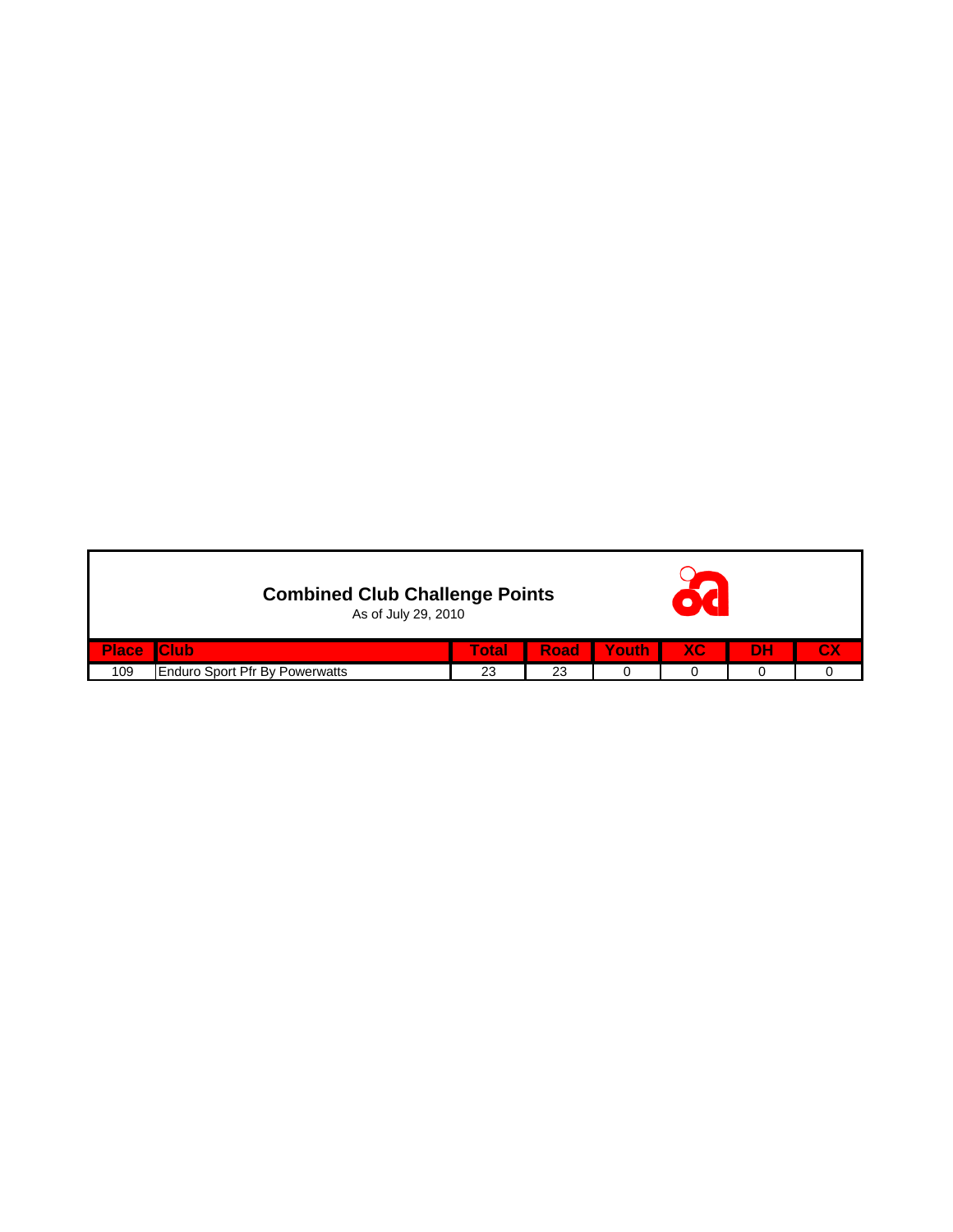## Combined Club Challenge Points

As of July 29, 2010

| Place | Club | Total | Road | Youth | XC | DH | CX |
|---|---|---|---|---|---|---|---|
| 109 | Enduro Sport Pfr By Powerwatts | 23 | 23 | 0 | 0 | 0 | 0 |